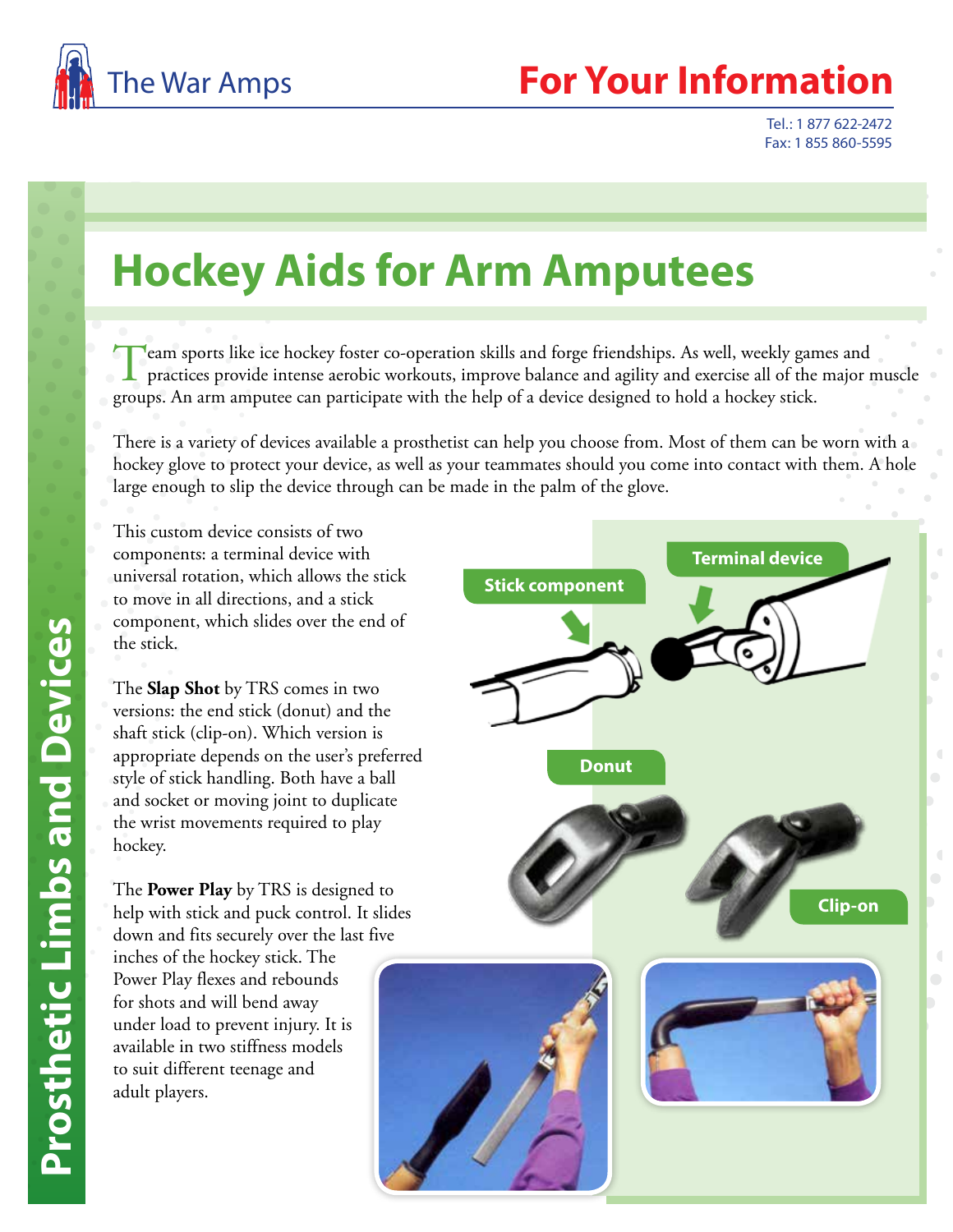The War Amps

# For Your Information

Tel.: 1 877 622-2472
Fax: 1 855 860-5595

## Hockey Aids for Arm Amputees

Team sports like ice hockey foster co-operation skills and forge friendships. As well, weekly games and practices provide intense aerobic workouts, improve balance and agility and exercise all of the major muscle groups. An arm amputee can participate with the help of a device designed to hold a hockey stick.

There is a variety of devices available a prosthetist can help you choose from. Most of them can be worn with a hockey glove to protect your device, as well as your teammates should you come into contact with them. A hole large enough to slip the device through can be made in the palm of the glove.

This custom device consists of two components: a terminal device with universal rotation, which allows the stick to move in all directions, and a stick component, which slides over the end of the stick.

Stick component

Terminal device

The **Slap Shot** by TRS comes in two versions: the end stick (donut) and the shaft stick (clip-on). Which version is appropriate depends on the user's preferred style of stick handling. Both have a ball and socket or moving joint to duplicate the wrist movements required to play hockey.

Donut

Clip-on

The **Power Play** by TRS is designed to help with stick and puck control. It slides down and fits securely over the last five inches of the hockey stick. The Power Play flexes and rebounds for shots and will bend away under load to prevent injury. It is available in two stiffness models to suit different teenage and adult players.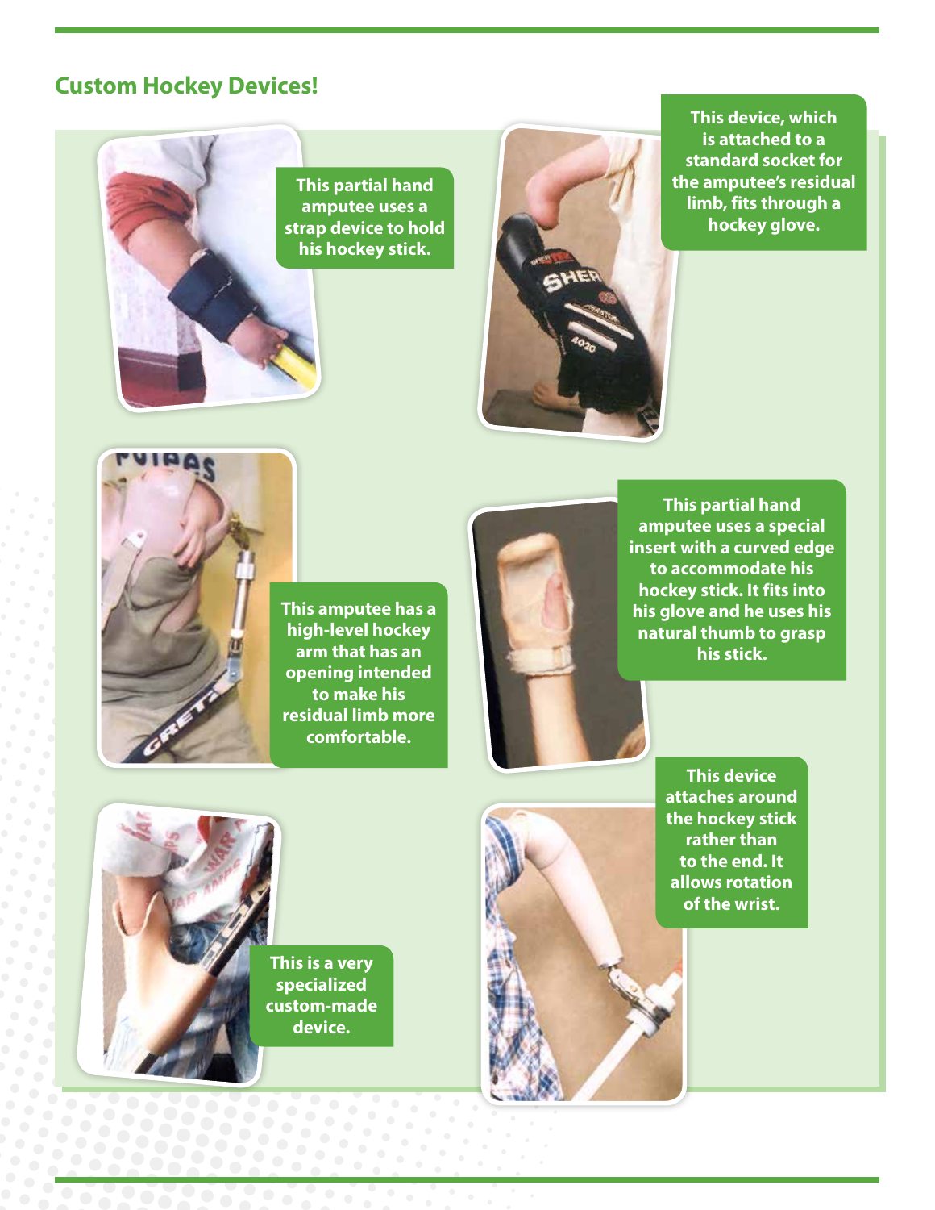## Custom Hockey Devices!

This partial hand amputee uses a strap device to hold his hockey stick.

This device, which is attached to a standard socket for the amputee's residual limb, fits through a hockey glove.

This amputee has a high-level hockey arm that has an opening intended to make his residual limb more comfortable.

This partial hand amputee uses a special insert with a curved edge to accommodate his hockey stick. It fits into his glove and he uses his natural thumb to grasp his stick.

This device attaches around the hockey stick rather than to the end. It allows rotation of the wrist.

This is a very specialized custom-made device.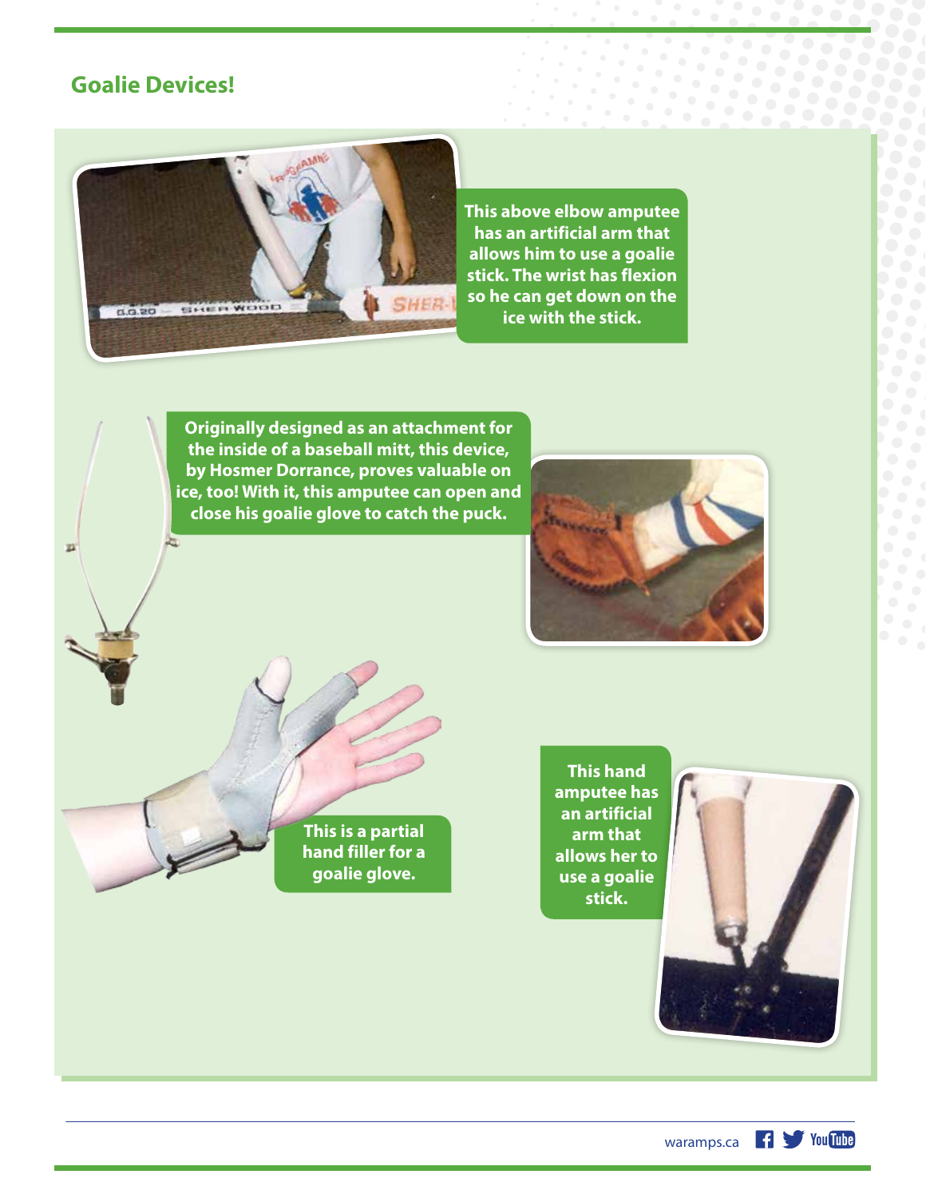## Goalie Devices!

This above elbow amputee has an artificial arm that allows him to use a goalie stick. The wrist has flexion so he can get down on the ice with the stick.

Originally designed as an attachment for the inside of a baseball mitt, this device, by Hosmer Dorrance, proves valuable on ice, too! With it, this amputee can open and close his goalie glove to catch the puck.

This is a partial hand filler for a goalie glove.

This hand amputee has an artificial arm that allows her to use a goalie stick.